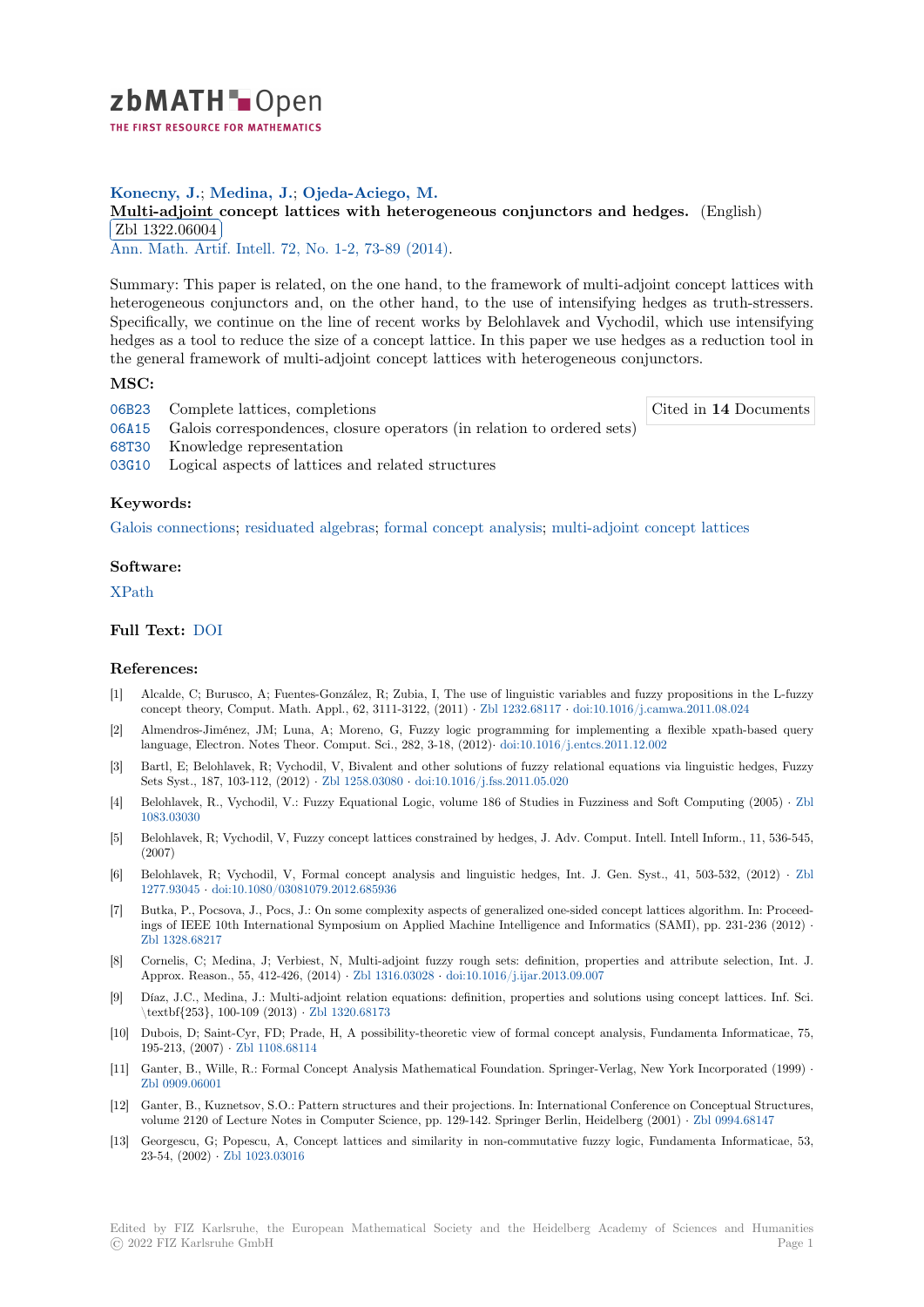**Konecny, J.**; **Medina, J.**; **Ojeda-Aciego, M.**

**Multi-adjoint concept lattices with heterogeneous conjunctors and hedges.** (English)

Zbl 1322.06004

Ann. Math. Artif. Intell. 72, No. 1-2, 73-89 (2014).

Summary: This paper is related, on the one hand, to the framework of multi-adjoint concept lattices with heterogeneous conjunctors and, on the other hand, to the use of intensifying hedges as truth-stressers. Specifically, we continue on the line of recent works by Belohlavek and Vychodil, which use intensifying hedges as a tool to reduce the size of a concept lattice. In this paper we use hedges as a reduction tool in the general framework of multi-adjoint concept lattices with heterogeneous conjunctors.

### MSC:

- 06B23 Complete lattices, completions
- 06A15 Galois correspondences, closure operators (in relation to ordered sets)
- 68T30 Knowledge representation
- 03G10 Logical aspects of lattices and related structures

Cited in **14** Documents

### Keywords:

Galois connections; residuated algebras; formal concept analysis; multi-adjoint concept lattices

### Software:

XPath

### Full Text: DOI

### References:

[1] Alcalde, C; Burusco, A; Fuentes-González, R; Zubia, I, The use of linguistic variables and fuzzy propositions in the L-fuzzy concept theory, Comput. Math. Appl., 62, 3111-3122, (2011) · Zbl 1232.68117 · doi:10.1016/j.camwa.2011.08.024

[2] Almendros-Jiménez, JM; Luna, A; Moreno, G, Fuzzy logic programming for implementing a flexible xpath-based query language, Electron. Notes Theor. Comput. Sci., 282, 3-18, (2012)· doi:10.1016/j.entcs.2011.12.002

[3] Bartl, E; Belohlavek, R; Vychodil, V, Bivalent and other solutions of fuzzy relational equations via linguistic hedges, Fuzzy Sets Syst., 187, 103-112, (2012) · Zbl 1258.03080 · doi:10.1016/j.fss.2011.05.020

[4] Belohlavek, R., Vychodil, V.: Fuzzy Equational Logic, volume 186 of Studies in Fuzziness and Soft Computing (2005) · Zbl 1083.03030

[5] Belohlavek, R; Vychodil, V, Fuzzy concept lattices constrained by hedges, J. Adv. Comput. Intell. Intell Inform., 11, 536-545, (2007)

[6] Belohlavek, R; Vychodil, V, Formal concept analysis and linguistic hedges, Int. J. Gen. Syst., 41, 503-532, (2012) · Zbl 1277.93045 · doi:10.1080/03081079.2012.685936

[7] Butka, P., Pocsova, J., Pocs, J.: On some complexity aspects of generalized one-sided concept lattices algorithm. In: Proceedings of IEEE 10th International Symposium on Applied Machine Intelligence and Informatics (SAMI), pp. 231-236 (2012) · Zbl 1328.68217

[8] Cornelis, C; Medina, J; Verbiest, N, Multi-adjoint fuzzy rough sets: definition, properties and attribute selection, Int. J. Approx. Reason., 55, 412-426, (2014) · Zbl 1316.03028 · doi:10.1016/j.ijar.2013.09.007

[9] Díaz, J.C., Medina, J.: Multi-adjoint relation equations: definition, properties and solutions using concept lattices. Inf. Sci. \textbf{253}, 100-109 (2013) · Zbl 1320.68173

[10] Dubois, D; Saint-Cyr, FD; Prade, H, A possibility-theoretic view of formal concept analysis, Fundamenta Informaticae, 75, 195-213, (2007) · Zbl 1108.68114

[11] Ganter, B., Wille, R.: Formal Concept Analysis Mathematical Foundation. Springer-Verlag, New York Incorporated (1999) · Zbl 0909.06001

[12] Ganter, B., Kuznetsov, S.O.: Pattern structures and their projections. In: International Conference on Conceptual Structures, volume 2120 of Lecture Notes in Computer Science, pp. 129-142. Springer Berlin, Heidelberg (2001) · Zbl 0994.68147

[13] Georgescu, G; Popescu, A, Concept lattices and similarity in non-commutative fuzzy logic, Fundamenta Informaticae, 53, 23-54, (2002) · Zbl 1023.03016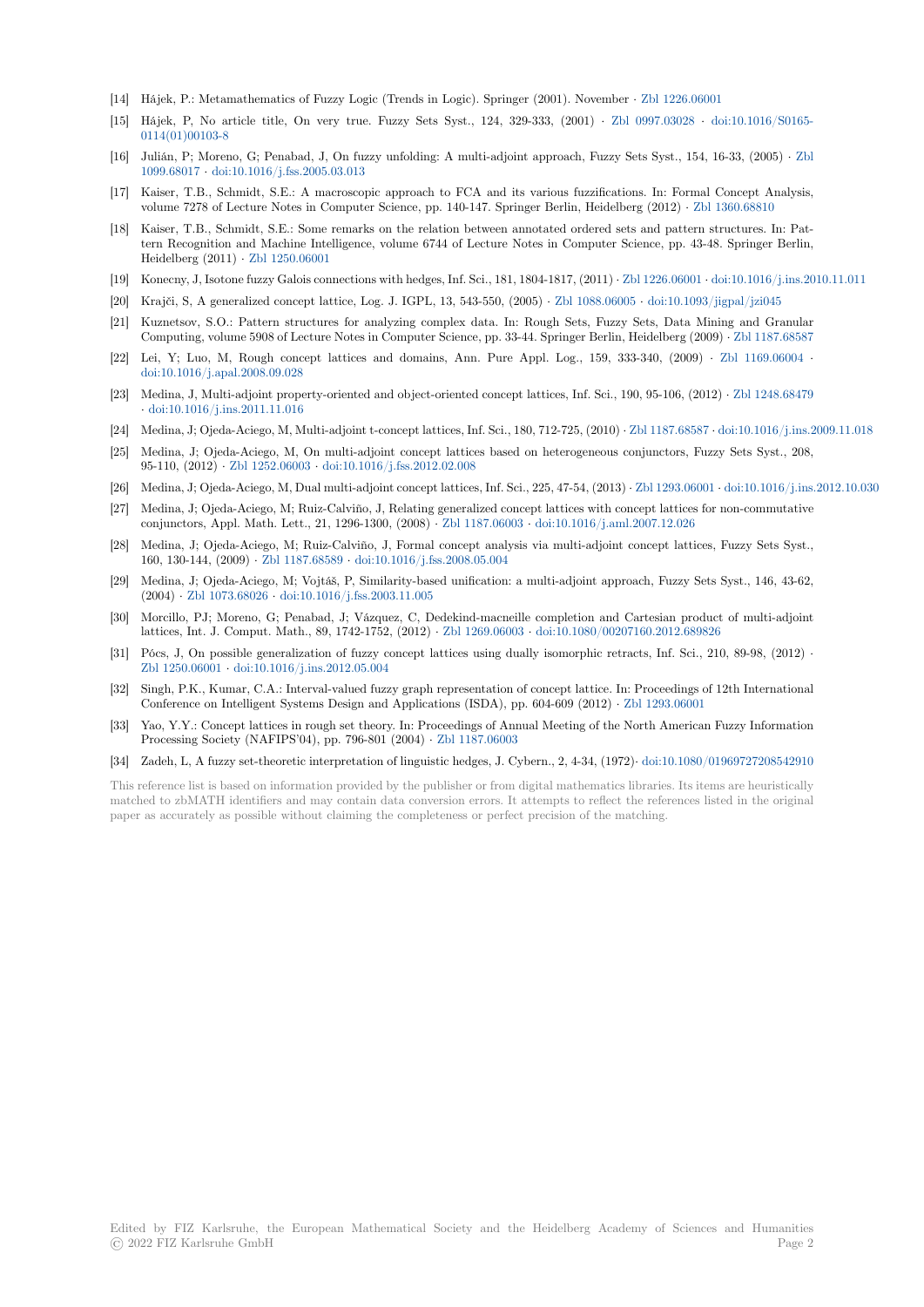[14] Hájek, P.: Metamathematics of Fuzzy Logic (Trends in Logic). Springer (2001). November · Zbl 1226.06001

[15] Hájek, P, No article title, On very true. Fuzzy Sets Syst., 124, 329-333, (2001) · Zbl 0997.03028 · doi:10.1016/S0165-0114(01)00103-8

[16] Julián, P; Moreno, G; Penabad, J, On fuzzy unfolding: A multi-adjoint approach, Fuzzy Sets Syst., 154, 16-33, (2005) · Zbl 1099.68017 · doi:10.1016/j.fss.2005.03.013

[17] Kaiser, T.B., Schmidt, S.E.: A macroscopic approach to FCA and its various fuzzifications. In: Formal Concept Analysis, volume 7278 of Lecture Notes in Computer Science, pp. 140-147. Springer Berlin, Heidelberg (2012) · Zbl 1360.68810

[18] Kaiser, T.B., Schmidt, S.E.: Some remarks on the relation between annotated ordered sets and pattern structures. In: Pattern Recognition and Machine Intelligence, volume 6744 of Lecture Notes in Computer Science, pp. 43-48. Springer Berlin, Heidelberg (2011) · Zbl 1250.06001

[19] Konecny, J, Isotone fuzzy Galois connections with hedges, Inf. Sci., 181, 1804-1817, (2011) · Zbl 1226.06001 · doi:10.1016/j.ins.2010.11.011

[20] Krajči, S, A generalized concept lattice, Log. J. IGPL, 13, 543-550, (2005) · Zbl 1088.06005 · doi:10.1093/jigpal/jzi045

[21] Kuznetsov, S.O.: Pattern structures for analyzing complex data. In: Rough Sets, Fuzzy Sets, Data Mining and Granular Computing, volume 5908 of Lecture Notes in Computer Science, pp. 33-44. Springer Berlin, Heidelberg (2009) · Zbl 1187.68587

[22] Lei, Y; Luo, M, Rough concept lattices and domains, Ann. Pure Appl. Log., 159, 333-340, (2009) · Zbl 1169.06004 · doi:10.1016/j.apal.2008.09.028

[23] Medina, J, Multi-adjoint property-oriented and object-oriented concept lattices, Inf. Sci., 190, 95-106, (2012) · Zbl 1248.68479 · doi:10.1016/j.ins.2011.11.016

[24] Medina, J; Ojeda-Aciego, M, Multi-adjoint t-concept lattices, Inf. Sci., 180, 712-725, (2010) · Zbl 1187.68587 · doi:10.1016/j.ins.2009.11.018

[25] Medina, J; Ojeda-Aciego, M, On multi-adjoint concept lattices based on heterogeneous conjunctors, Fuzzy Sets Syst., 208, 95-110, (2012) · Zbl 1252.06003 · doi:10.1016/j.fss.2012.02.008

[26] Medina, J; Ojeda-Aciego, M, Dual multi-adjoint concept lattices, Inf. Sci., 225, 47-54, (2013) · Zbl 1293.06001 · doi:10.1016/j.ins.2012.10.030

[27] Medina, J; Ojeda-Aciego, M; Ruiz-Calviño, J, Relating generalized concept lattices with concept lattices for non-commutative conjunctors, Appl. Math. Lett., 21, 1296-1300, (2008) · Zbl 1187.06003 · doi:10.1016/j.aml.2007.12.026

[28] Medina, J; Ojeda-Aciego, M; Ruiz-Calviño, J, Formal concept analysis via multi-adjoint concept lattices, Fuzzy Sets Syst., 160, 130-144, (2009) · Zbl 1187.68589 · doi:10.1016/j.fss.2008.05.004

[29] Medina, J; Ojeda-Aciego, M; Vojtáš, P, Similarity-based unification: a multi-adjoint approach, Fuzzy Sets Syst., 146, 43-62, (2004) · Zbl 1073.68026 · doi:10.1016/j.fss.2003.11.005

[30] Morcillo, PJ; Moreno, G; Penabad, J; Vázquez, C, Dedekind-macneille completion and Cartesian product of multi-adjoint lattices, Int. J. Comput. Math., 89, 1742-1752, (2012) · Zbl 1269.06003 · doi:10.1080/00207160.2012.689826

[31] Pócs, J, On possible generalization of fuzzy concept lattices using dually isomorphic retracts, Inf. Sci., 210, 89-98, (2012) · Zbl 1250.06001 · doi:10.1016/j.ins.2012.05.004

[32] Singh, P.K., Kumar, C.A.: Interval-valued fuzzy graph representation of concept lattice. In: Proceedings of 12th International Conference on Intelligent Systems Design and Applications (ISDA), pp. 604-609 (2012) · Zbl 1293.06001

[33] Yao, Y.Y.: Concept lattices in rough set theory. In: Proceedings of Annual Meeting of the North American Fuzzy Information Processing Society (NAFIPS'04), pp. 796-801 (2004) · Zbl 1187.06003

[34] Zadeh, L, A fuzzy set-theoretic interpretation of linguistic hedges, J. Cybern., 2, 4-34, (1972)· doi:10.1080/01969727208542910

This reference list is based on information provided by the publisher or from digital mathematics libraries. Its items are heuristically matched to zbMATH identifiers and may contain data conversion errors. It attempts to reflect the references listed in the original paper as accurately as possible without claiming the completeness or perfect precision of the matching.